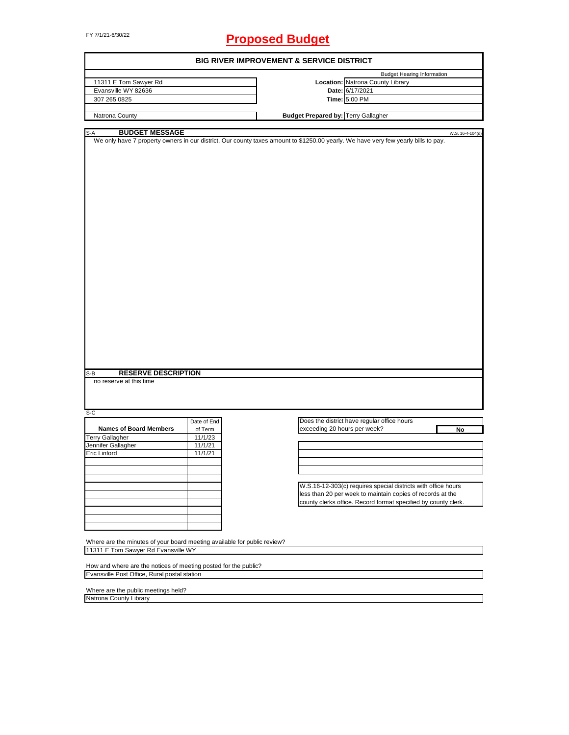FY 7/1/21-6/30/22

# Proposed Budget

## BIG RIVER IMPROVEMENT & SERVICE DISTRICT

| | | Budget Hearing Information |
|---|---|---|
| 11311 E Tom Sawyer Rd | **Location:** | Natrona County Library |
| Evansville WY 82636 | **Date:** | 6/17/2021 |
| 307 265 0825 | **Time:** | 5:00 PM |
| Natrona County | **Budget Prepared by:** | Terry Gallagher |

### S-A BUDGET MESSAGE

W.S. 16-4-104(d)

We only have 7 property owners in our district. Our county taxes amount to $1250.00 yearly. We have very few yearly bills to pay.

### S-B RESERVE DESCRIPTION

no reserve at this time

### S-C

| Names of Board Members | Date of End of Term |
|---|---|
| Terry Gallagher | 11/1/23 |
| Jennifer Gallagher | 11/1/21 |
| Eric Linford | 11/1/21 |

Does the district have regular office hours exceeding 20 hours per week? **No**

W.S.16-12-303(c) requires special districts with office hours less than 20 per week to maintain copies of records at the county clerks office. Record format specified by county clerk.

Where are the minutes of your board meeting available for public review?
11311 E Tom Sawyer Rd Evansville WY

How and where are the notices of meeting posted for the public?
Evansville Post Office, Rural postal station

Where are the public meetings held?
Natrona County Library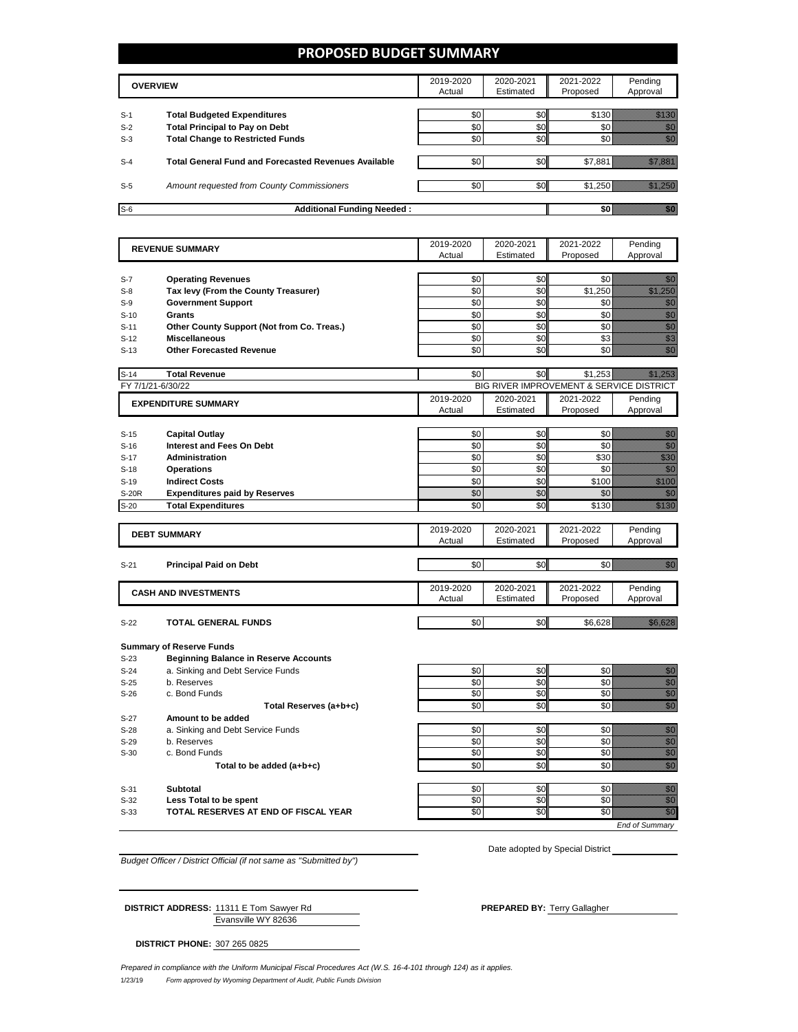# PROPOSED BUDGET SUMMARY

| | OVERVIEW | 2019-2020 Actual | 2020-2021 Estimated | 2021-2022 Proposed | Pending Approval |
|---|---|---|---|---|---|
| S-1 | **Total Budgeted Expenditures** | $0 | $0 | $130 | $130 |
| S-2 | **Total Principal to Pay on Debt** | $0 | $0 | $0 | $0 |
| S-3 | **Total Change to Restricted Funds** | $0 | $0 | $0 | $0 |
| S-4 | **Total General Fund and Forecasted Revenues Available** | $0 | $0 | $7,881 | $7,881 |
| S-5 | *Amount requested from County Commissioners* | $0 | $0 | $1,250 | $1,250 |
| S-6 | **Additional Funding Needed :** | | | **$0** | **$0** |

| | REVENUE SUMMARY | 2019-2020 Actual | 2020-2021 Estimated | 2021-2022 Proposed | Pending Approval |
|---|---|---|---|---|---|
| S-7 | **Operating Revenues** | $0 | $0 | $0 | $0 |
| S-8 | **Tax levy (From the County Treasurer)** | $0 | $0 | $1,250 | $1,250 |
| S-9 | **Government Support** | $0 | $0 | $0 | $0 |
| S-10 | **Grants** | $0 | $0 | $0 | $0 |
| S-11 | **Other County Support (Not from Co. Treas.)** | $0 | $0 | $0 | $0 |
| S-12 | **Miscellaneous** | $0 | $0 | $3 | $3 |
| S-13 | **Other Forecasted Revenue** | $0 | $0 | $0 | $0 |
| S-14 | **Total Revenue** | $0 | $0 | $1,253 | $1,253 |

FY 7/1/21-6/30/22 — BIG RIVER IMPROVEMENT & SERVICE DISTRICT

| | EXPENDITURE SUMMARY | 2019-2020 Actual | 2020-2021 Estimated | 2021-2022 Proposed | Pending Approval |
|---|---|---|---|---|---|
| S-15 | **Capital Outlay** | $0 | $0 | $0 | $0 |
| S-16 | **Interest and Fees On Debt** | $0 | $0 | $0 | $0 |
| S-17 | **Administration** | $0 | $0 | $30 | $30 |
| S-18 | **Operations** | $0 | $0 | $0 | $0 |
| S-19 | **Indirect Costs** | $0 | $0 | $100 | $100 |
| S-20R | **Expenditures paid by Reserves** | $0 | $0 | $0 | $0 |
| S-20 | **Total Expenditures** | $0 | $0 | $130 | $130 |

| | DEBT SUMMARY | 2019-2020 Actual | 2020-2021 Estimated | 2021-2022 Proposed | Pending Approval |
|---|---|---|---|---|---|
| S-21 | **Principal Paid on Debt** | $0 | $0 | $0 | $0 |

| | CASH AND INVESTMENTS | 2019-2020 Actual | 2020-2021 Estimated | 2021-2022 Proposed | Pending Approval |
|---|---|---|---|---|---|
| S-22 | **TOTAL GENERAL FUNDS** | $0 | $0 | $6,628 | $6,628 |

**Summary of Reserve Funds**

| | | 2019-2020 Actual | 2020-2021 Estimated | 2021-2022 Proposed | Pending Approval |
|---|---|---|---|---|---|
| S-23 | **Beginning Balance in Reserve Accounts** | | | | |
| S-24 | a. Sinking and Debt Service Funds | $0 | $0 | $0 | $0 |
| S-25 | b. Reserves | $0 | $0 | $0 | $0 |
| S-26 | c. Bond Funds | $0 | $0 | $0 | $0 |
| | **Total Reserves (a+b+c)** | $0 | $0 | $0 | $0 |
| S-27 | **Amount to be added** | | | | |
| S-28 | a. Sinking and Debt Service Funds | $0 | $0 | $0 | $0 |
| S-29 | b. Reserves | $0 | $0 | $0 | $0 |
| S-30 | c. Bond Funds | $0 | $0 | $0 | $0 |
| | **Total to be added (a+b+c)** | $0 | $0 | $0 | $0 |
| S-31 | **Subtotal** | $0 | $0 | $0 | $0 |
| S-32 | **Less Total to be spent** | $0 | $0 | $0 | $0 |
| S-33 | **TOTAL RESERVES AT END OF FISCAL YEAR** | $0 | $0 | $0 | $0 |

*End of Summary*

*Budget Officer / District Official (if not same as "Submitted by")*

Date adopted by Special District ____________

**DISTRICT ADDRESS:** 11311 E Tom Sawyer Rd
Evansville WY 82636

**PREPARED BY:** Terry Gallagher

**DISTRICT PHONE:** 307 265 0825

*Prepared in compliance with the Uniform Municipal Fiscal Procedures Act (W.S. 16-4-101 through 124) as it applies.*

1/23/19 *Form approved by Wyoming Department of Audit, Public Funds Division*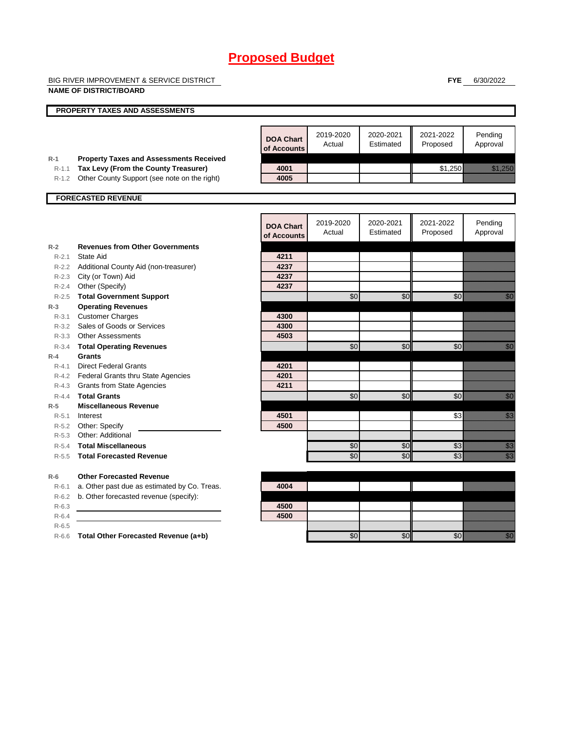# Proposed Budget

BIG RIVER IMPROVEMENT & SERVICE DISTRICT
**NAME OF DISTRICT/BOARD**

**FYE** 6/30/2022

## PROPERTY TAXES AND ASSESSMENTS

| | | DOA Chart of Accounts | 2019-2020 Actual | 2020-2021 Estimated | 2021-2022 Proposed | Pending Approval |
|---|---|---|---|---|---|---|
| R-1 | **Property Taxes and Assessments Received** | | | | | |
| R-1.1 | **Tax Levy (From the County Treasurer)** | 4001 | | | $1,250 | $1,250 |
| R-1.2 | Other County Support (see note on the right) | 4005 | | | | |

## FORECASTED REVENUE

| | | DOA Chart of Accounts | 2019-2020 Actual | 2020-2021 Estimated | 2021-2022 Proposed | Pending Approval |
|---|---|---|---|---|---|---|
| R-2 | **Revenues from Other Governments** | | | | | |
| R-2.1 | State Aid | 4211 | | | | |
| R-2.2 | Additional County Aid (non-treasurer) | 4237 | | | | |
| R-2.3 | City (or Town) Aid | 4237 | | | | |
| R-2.4 | Other (Specify) | 4237 | | | | |
| R-2.5 | **Total Government Support** | | $0 | $0 | $0 | $0 |
| R-3 | **Operating Revenues** | | | | | |
| R-3.1 | Customer Charges | 4300 | | | | |
| R-3.2 | Sales of Goods or Services | 4300 | | | | |
| R-3.3 | Other Assessments | 4503 | | | | |
| R-3.4 | **Total Operating Revenues** | | $0 | $0 | $0 | $0 |
| R-4 | **Grants** | | | | | |
| R-4.1 | Direct Federal Grants | 4201 | | | | |
| R-4.2 | Federal Grants thru State Agencies | 4201 | | | | |
| R-4.3 | Grants from State Agencies | 4211 | | | | |
| R-4.4 | **Total Grants** | | $0 | $0 | $0 | $0 |
| R-5 | **Miscellaneous Revenue** | | | | | |
| R-5.1 | Interest | 4501 | | | $3 | $3 |
| R-5.2 | Other: Specify | 4500 | | | | |
| R-5.3 | Other: Additional | | | | | |
| R-5.4 | **Total Miscellaneous** | | $0 | $0 | $3 | $3 |
| R-5.5 | **Total Forecasted Revenue** | | $0 | $0 | $3 | $3 |

| | | DOA Chart of Accounts | 2019-2020 Actual | 2020-2021 Estimated | 2021-2022 Proposed | Pending Approval |
|---|---|---|---|---|---|---|
| R-6 | **Other Forecasted Revenue** | | | | | |
| R-6.1 | a. Other past due as estimated by Co. Treas. | 4004 | | | | |
| R-6.2 | b. Other forecasted revenue (specify): | | | | | |
| R-6.3 | | 4500 | | | | |
| R-6.4 | | 4500 | | | | |
| R-6.5 | | | | | | |
| R-6.6 | **Total Other Forecasted Revenue (a+b)** | | $0 | $0 | $0 | $0 |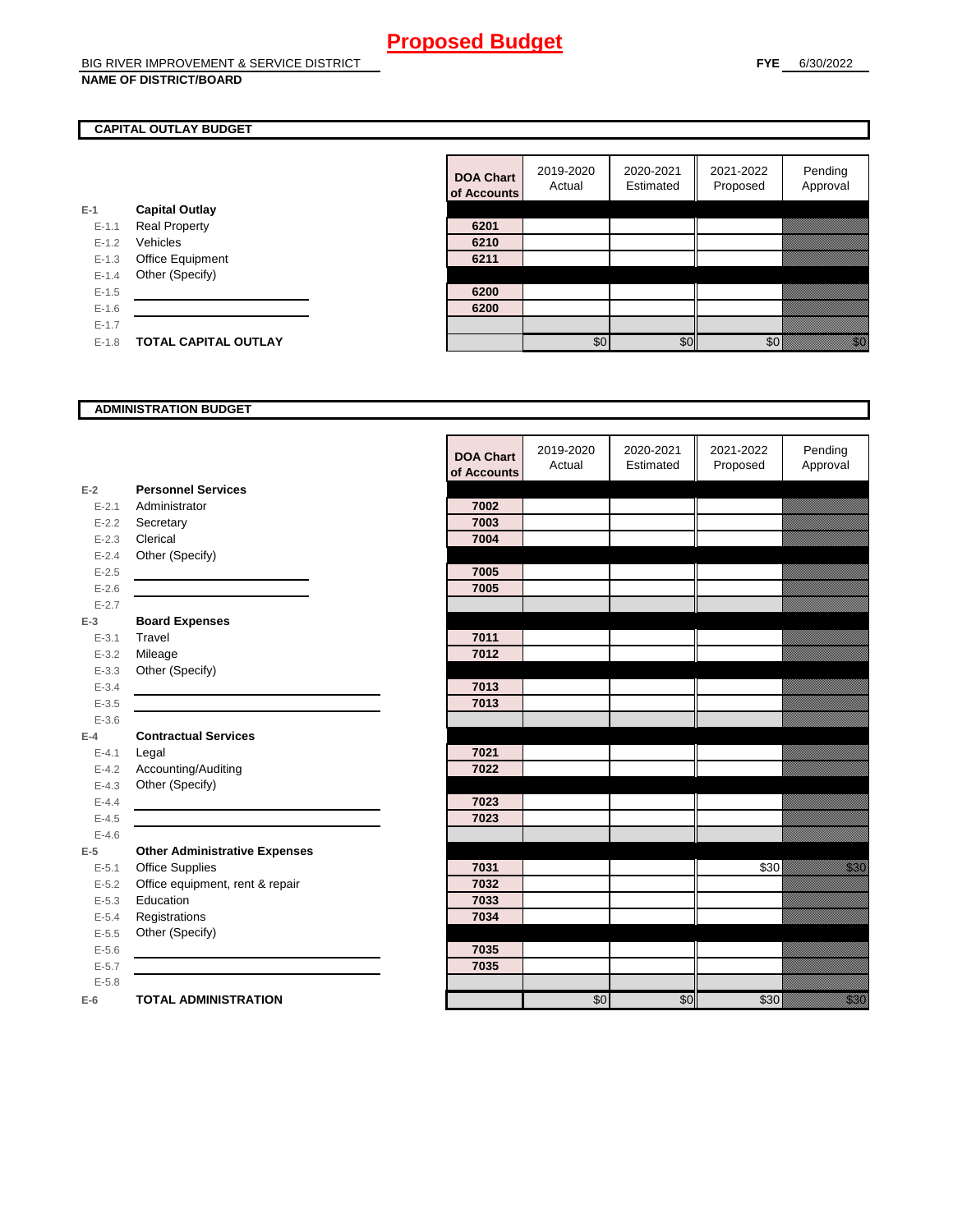# Proposed Budget

BIG RIVER IMPROVEMENT & SERVICE DISTRICT

**NAME OF DISTRICT/BOARD**

**FYE** 6/30/2022

## CAPITAL OUTLAY BUDGET

| | | DOA Chart of Accounts | 2019-2020 Actual | 2020-2021 Estimated | 2021-2022 Proposed | Pending Approval |
|---|---|---|---|---|---|---|
| E-1 | **Capital Outlay** | | | | | |
| E-1.1 | Real Property | 6201 | | | | |
| E-1.2 | Vehicles | 6210 | | | | |
| E-1.3 | Office Equipment | 6211 | | | | |
| E-1.4 | Other (Specify) | | | | | |
| E-1.5 | | 6200 | | | | |
| E-1.6 | | 6200 | | | | |
| E-1.7 | | | | | | |
| E-1.8 | **TOTAL CAPITAL OUTLAY** | | $0 | $0 | $0 | $0 |

## ADMINISTRATION BUDGET

| | | DOA Chart of Accounts | 2019-2020 Actual | 2020-2021 Estimated | 2021-2022 Proposed | Pending Approval |
|---|---|---|---|---|---|---|
| E-2 | **Personnel Services** | | | | | |
| E-2.1 | Administrator | 7002 | | | | |
| E-2.2 | Secretary | 7003 | | | | |
| E-2.3 | Clerical | 7004 | | | | |
| E-2.4 | Other (Specify) | | | | | |
| E-2.5 | | 7005 | | | | |
| E-2.6 | | 7005 | | | | |
| E-2.7 | | | | | | |
| E-3 | **Board Expenses** | | | | | |
| E-3.1 | Travel | 7011 | | | | |
| E-3.2 | Mileage | 7012 | | | | |
| E-3.3 | Other (Specify) | | | | | |
| E-3.4 | | 7013 | | | | |
| E-3.5 | | 7013 | | | | |
| E-3.6 | | | | | | |
| E-4 | **Contractual Services** | | | | | |
| E-4.1 | Legal | 7021 | | | | |
| E-4.2 | Accounting/Auditing | 7022 | | | | |
| E-4.3 | Other (Specify) | | | | | |
| E-4.4 | | 7023 | | | | |
| E-4.5 | | 7023 | | | | |
| E-4.6 | | | | | | |
| E-5 | **Other Administrative Expenses** | | | | | |
| E-5.1 | Office Supplies | 7031 | | | $30 | $30 |
| E-5.2 | Office equipment, rent & repair | 7032 | | | | |
| E-5.3 | Education | 7033 | | | | |
| E-5.4 | Registrations | 7034 | | | | |
| E-5.5 | Other (Specify) | | | | | |
| E-5.6 | | 7035 | | | | |
| E-5.7 | | 7035 | | | | |
| E-5.8 | | | | | | |
| E-6 | **TOTAL ADMINISTRATION** | | $0 | $0 | $30 | $30 |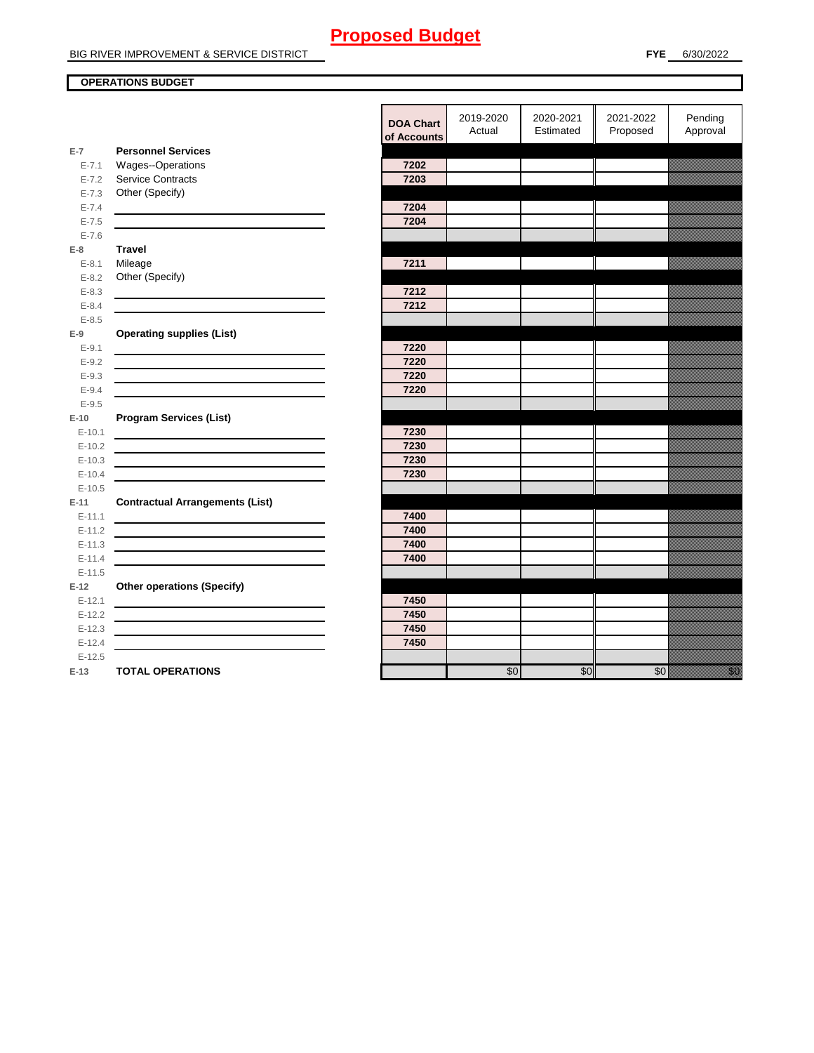# Proposed Budget

BIG RIVER IMPROVEMENT & SERVICE DISTRICT

**FYE** 6/30/2022

**OPERATIONS BUDGET**

| | | DOA Chart of Accounts | 2019-2020 Actual | 2020-2021 Estimated | 2021-2022 Proposed | Pending Approval |
|---|---|---|---|---|---|---|
| **E-7** | **Personnel Services** | | | | | |
| E-7.1 | Wages--Operations | 7202 | | | | |
| E-7.2 | Service Contracts | 7203 | | | | |
| E-7.3 | Other (Specify) | | | | | |
| E-7.4 | | 7204 | | | | |
| E-7.5 | | 7204 | | | | |
| E-7.6 | | | | | | |
| **E-8** | **Travel** | | | | | |
| E-8.1 | Mileage | 7211 | | | | |
| E-8.2 | Other (Specify) | | | | | |
| E-8.3 | | 7212 | | | | |
| E-8.4 | | 7212 | | | | |
| E-8.5 | | | | | | |
| **E-9** | **Operating supplies (List)** | | | | | |
| E-9.1 | | 7220 | | | | |
| E-9.2 | | 7220 | | | | |
| E-9.3 | | 7220 | | | | |
| E-9.4 | | 7220 | | | | |
| E-9.5 | | | | | | |
| **E-10** | **Program Services (List)** | | | | | |
| E-10.1 | | 7230 | | | | |
| E-10.2 | | 7230 | | | | |
| E-10.3 | | 7230 | | | | |
| E-10.4 | | 7230 | | | | |
| E-10.5 | | | | | | |
| **E-11** | **Contractual Arrangements (List)** | | | | | |
| E-11.1 | | 7400 | | | | |
| E-11.2 | | 7400 | | | | |
| E-11.3 | | 7400 | | | | |
| E-11.4 | | 7400 | | | | |
| E-11.5 | | | | | | |
| **E-12** | **Other operations (Specify)** | | | | | |
| E-12.1 | | 7450 | | | | |
| E-12.2 | | 7450 | | | | |
| E-12.3 | | 7450 | | | | |
| E-12.4 | | 7450 | | | | |
| E-12.5 | | | | | | |
| **E-13** | **TOTAL OPERATIONS** | | $0 | $0 | $0 | $0 |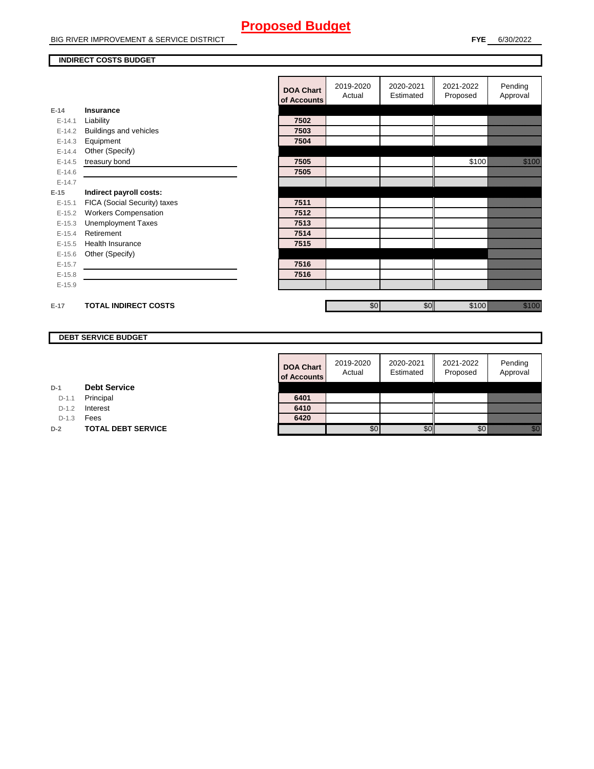# Proposed Budget

BIG RIVER IMPROVEMENT & SERVICE DISTRICT

**FYE** 6/30/2022

**INDIRECT COSTS BUDGET**

| | | DOA Chart of Accounts | 2019-2020 Actual | 2020-2021 Estimated | 2021-2022 Proposed | Pending Approval |
|---|---|---|---|---|---|---|
| E-14 | **Insurance** | | | | | |
| E-14.1 | Liability | 7502 | | | | |
| E-14.2 | Buildings and vehicles | 7503 | | | | |
| E-14.3 | Equipment | 7504 | | | | |
| E-14.4 | Other (Specify) | | | | | |
| E-14.5 | treasury bond | 7505 | | | $100 | $100 |
| E-14.6 | | 7505 | | | | |
| E-14.7 | | | | | | |
| E-15 | **Indirect payroll costs:** | | | | | |
| E-15.1 | FICA (Social Security) taxes | 7511 | | | | |
| E-15.2 | Workers Compensation | 7512 | | | | |
| E-15.3 | Unemployment Taxes | 7513 | | | | |
| E-15.4 | Retirement | 7514 | | | | |
| E-15.5 | Health Insurance | 7515 | | | | |
| E-15.6 | Other (Specify) | | | | | |
| E-15.7 | | 7516 | | | | |
| E-15.8 | | 7516 | | | | |
| E-15.9 | | | | | | |
| E-17 | **TOTAL INDIRECT COSTS** | | $0 | $0 | $100 | $100 |

**DEBT SERVICE BUDGET**

| | | DOA Chart of Accounts | 2019-2020 Actual | 2020-2021 Estimated | 2021-2022 Proposed | Pending Approval |
|---|---|---|---|---|---|---|
| D-1 | **Debt Service** | | | | | |
| D-1.1 | Principal | 6401 | | | | |
| D-1.2 | Interest | 6410 | | | | |
| D-1.3 | Fees | 6420 | | | | |
| D-2 | **TOTAL DEBT SERVICE** | | $0 | $0 | $0 | $0 |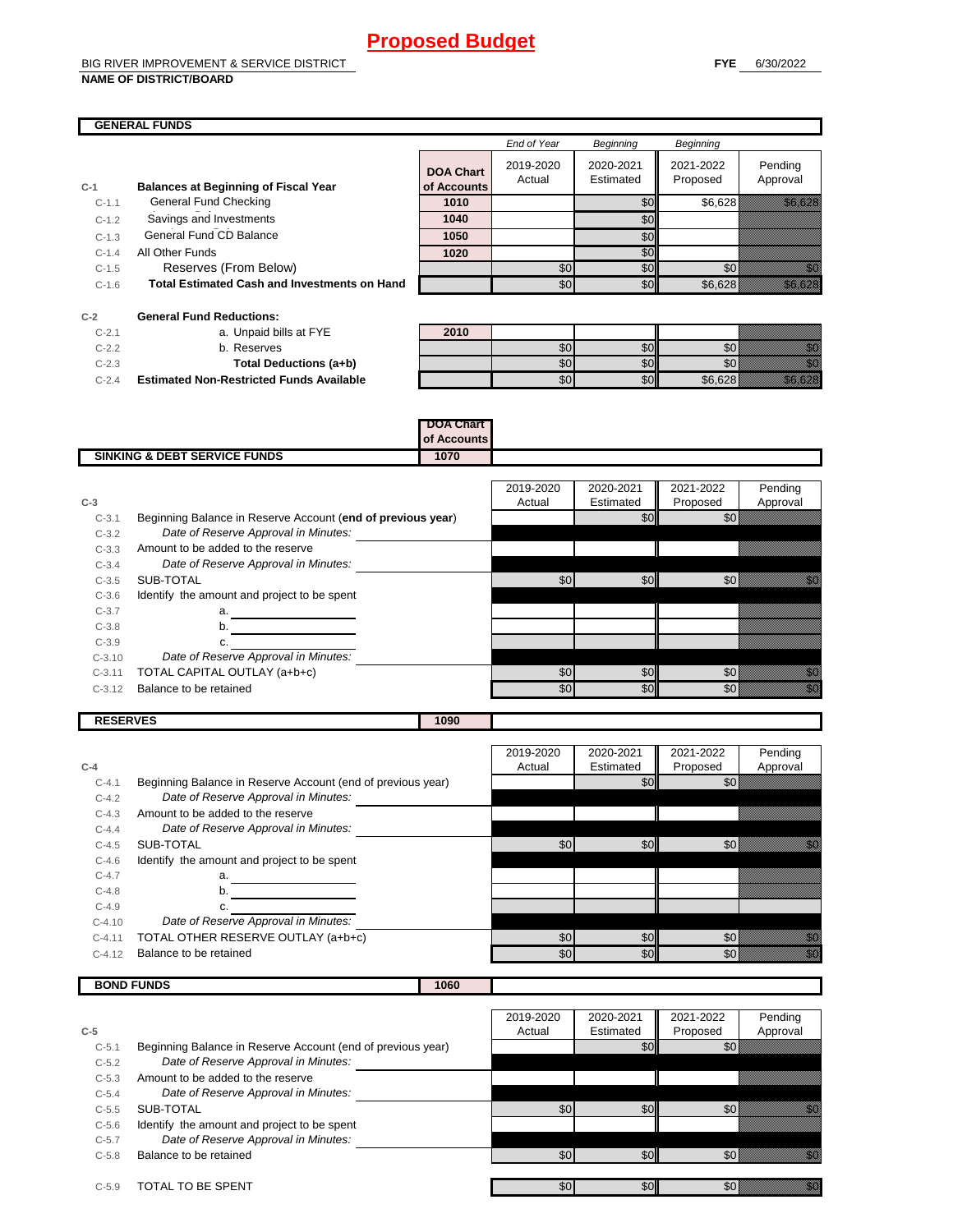# Proposed Budget

BIG RIVER IMPROVEMENT & SERVICE DISTRICT

**NAME OF DISTRICT/BOARD**

**FYE** 6/30/2022

**GENERAL FUNDS**

| | | DOA Chart of Accounts | End of Year 2019-2020 Actual | Beginning 2020-2021 Estimated | Beginning 2021-2022 Proposed | Pending Approval |
|---|---|---|---|---|---|---|
| **C-1** | **Balances at Beginning of Fiscal Year** | | | | | |
| C-1.1 | General Fund Checking | 1010 | | $0 | $6,628 | $6,628 |
| C-1.2 | Savings and Investments | 1040 | | $0 | | |
| C-1.3 | General Fund CD Balance | 1050 | | $0 | | |
| C-1.4 | All Other Funds | 1020 | | $0 | | |
| C-1.5 | Reserves (From Below) | | $0 | $0 | $0 | $0 |
| C-1.6 | **Total Estimated Cash and Investments on Hand** | | $0 | $0 | $6,628 | $6,628 |
| **C-2** | **General Fund Reductions:** | | | | | |
| C-2.1 | a. Unpaid bills at FYE | 2010 | | | | |
| C-2.2 | b. Reserves | | $0 | $0 | $0 | $0 |
| C-2.3 | **Total Deductions (a+b)** | | $0 | $0 | $0 | $0 |
| C-2.4 | **Estimated Non-Restricted Funds Available** | | $0 | $0 | $6,628 | $6,628 |

**SINKING & DEBT SERVICE FUNDS** — DOA Chart of Accounts 1070

| **C-3** | | 2019-2020 Actual | 2020-2021 Estimated | 2021-2022 Proposed | Pending Approval |
|---|---|---|---|---|---|
| C-3.1 | Beginning Balance in Reserve Account (**end of previous year**) | | $0 | $0 | |
| C-3.2 | *Date of Reserve Approval in Minutes:* | | | | |
| C-3.3 | Amount to be added to the reserve | | | | |
| C-3.4 | *Date of Reserve Approval in Minutes:* | | | | |
| C-3.5 | SUB-TOTAL | $0 | $0 | $0 | $0 |
| C-3.6 | Identify the amount and project to be spent | | | | |
| C-3.7 | a. | | | | |
| C-3.8 | b. | | | | |
| C-3.9 | c. | | | | |
| C-3.10 | *Date of Reserve Approval in Minutes:* | | | | |
| C-3.11 | TOTAL CAPITAL OUTLAY (a+b+c) | $0 | $0 | $0 | $0 |
| C-3.12 | Balance to be retained | $0 | $0 | $0 | $0 |

**RESERVES** — 1090

| **C-4** | | 2019-2020 Actual | 2020-2021 Estimated | 2021-2022 Proposed | Pending Approval |
|---|---|---|---|---|---|
| C-4.1 | Beginning Balance in Reserve Account (end of previous year) | | $0 | $0 | |
| C-4.2 | *Date of Reserve Approval in Minutes:* | | | | |
| C-4.3 | Amount to be added to the reserve | | | | |
| C-4.4 | *Date of Reserve Approval in Minutes:* | | | | |
| C-4.5 | SUB-TOTAL | $0 | $0 | $0 | $0 |
| C-4.6 | Identify the amount and project to be spent | | | | |
| C-4.7 | a. | | | | |
| C-4.8 | b. | | | | |
| C-4.9 | c. | | | | |
| C-4.10 | *Date of Reserve Approval in Minutes:* | | | | |
| C-4.11 | TOTAL OTHER RESERVE OUTLAY (a+b+c) | $0 | $0 | $0 | $0 |
| C-4.12 | Balance to be retained | $0 | $0 | $0 | $0 |

**BOND FUNDS** — 1060

| **C-5** | | 2019-2020 Actual | 2020-2021 Estimated | 2021-2022 Proposed | Pending Approval |
|---|---|---|---|---|---|
| C-5.1 | Beginning Balance in Reserve Account (end of previous year) | | $0 | $0 | |
| C-5.2 | *Date of Reserve Approval in Minutes:* | | | | |
| C-5.3 | Amount to be added to the reserve | | | | |
| C-5.4 | *Date of Reserve Approval in Minutes:* | | | | |
| C-5.5 | SUB-TOTAL | $0 | $0 | $0 | $0 |
| C-5.6 | Identify the amount and project to be spent | | | | |
| C-5.7 | *Date of Reserve Approval in Minutes:* | | | | |
| C-5.8 | Balance to be retained | $0 | $0 | $0 | $0 |
| C-5.9 | TOTAL TO BE SPENT | $0 | $0 | $0 | $0 |